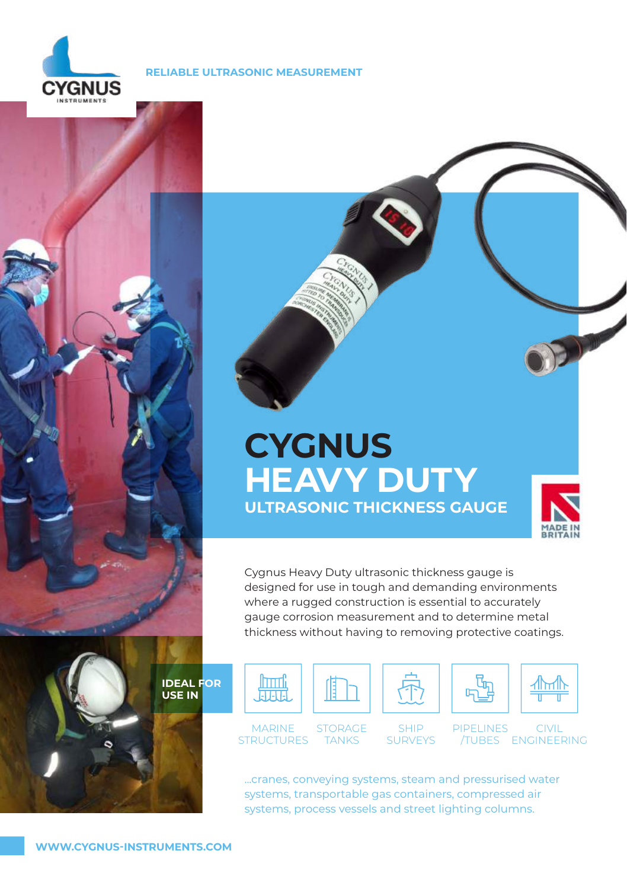RELIABLE ULTRASONIC MEASUREMENT

# CYGNUS HEAVY DUTY

## ULTRASONIC THICKNESS GAUGE

MADE IN BRITAIN

Cygnus Heavy Duty ultrasonic thickness gauge is designed for use in tough and demanding environments where a rugged construction is essential to accurately gauge corrosion measurement and to determine metal thickness without having to removing protective coatings.

**IDEAL FOR USE IN**

- MARINE STRUCTURES
- STORAGE TANKS
- SHIP SURVEYS
- PIPELINES /TUBES
- CIVIL ENGINEERING

...cranes, conveying systems, steam and pressurised water systems, transportable gas containers, compressed air systems, process vessels and street lighting columns.

WWW.CYGNUS-INSTRUMENTS.COM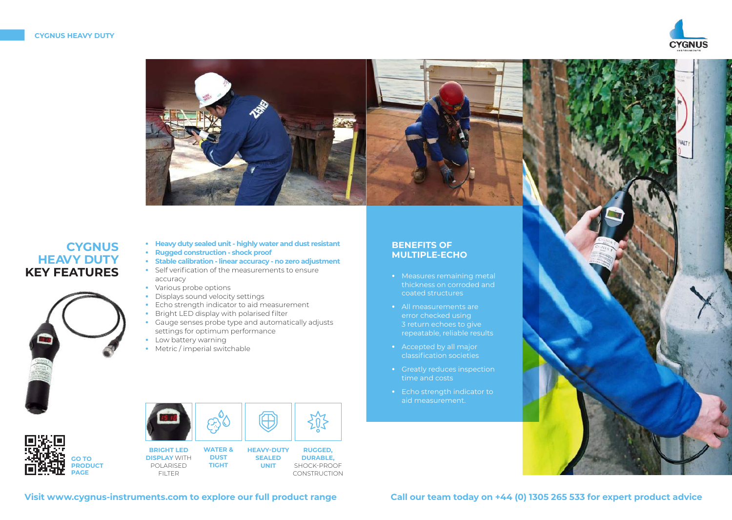# CYGNUS HEAVY DUTY KEY FEATURES

- **Heavy duty sealed unit - highly water and dust resistant**
- **Rugged construction - shock proof**
- **Stable calibration - linear accuracy - no zero adjustment**
- Self verification of the measurements to ensure accuracy
- Various probe options
- Displays sound velocity settings
- Echo strength indicator to aid measurement
- Bright LED display with polarised filter
- Gauge senses probe type and automatically adjusts settings for optimum performance
- Low battery warning
- Metric / imperial switchable

**GO TO PRODUCT PAGE**

**BRIGHT LED DISPLAY** WITH POLARISED FILTER

**WATER & DUST TIGHT**

**HEAVY-DUTY SEALED UNIT**

**RUGGED, DURABLE,** SHOCK-PROOF CONSTRUCTION

## BENEFITS OF MULTIPLE-ECHO

- Measures remaining metal thickness on corroded and coated structures
- All measurements are error checked using 3 return echoes to give repeatable, reliable results
- Accepted by all major classification societies
- Greatly reduces inspection time and costs
- Echo strength indicator to aid measurement.

**Visit www.cygnus-instruments.com to explore our full product range**

**Call our team today on +44 (0) 1305 265 533 for expert product advice**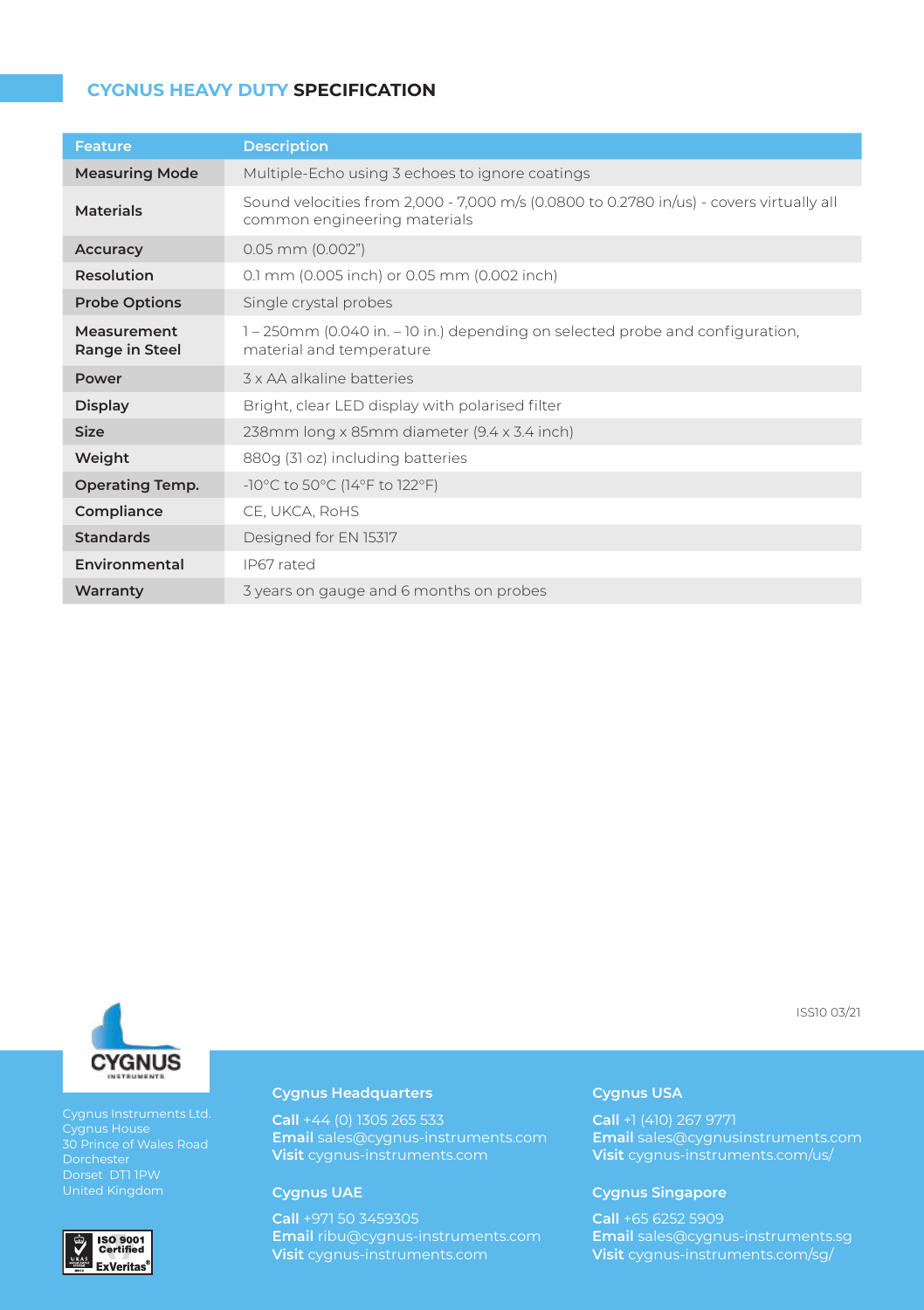## CYGNUS HEAVY DUTY SPECIFICATION

| Feature | Description |
|---|---|
| Measuring Mode | Multiple-Echo using 3 echoes to ignore coatings |
| Materials | Sound velocities from 2,000 - 7,000 m/s (0.0800 to 0.2780 in/us) - covers virtually all common engineering materials |
| Accuracy | 0.05 mm (0.002") |
| Resolution | 0.1 mm (0.005 inch) or 0.05 mm (0.002 inch) |
| Probe Options | Single crystal probes |
| Measurement Range in Steel | 1 – 250mm (0.040 in. – 10 in.) depending on selected probe and configuration, material and temperature |
| Power | 3 x AA alkaline batteries |
| Display | Bright, clear LED display with polarised filter |
| Size | 238mm long x 85mm diameter (9.4 x 3.4 inch) |
| Weight | 880g (31 oz) including batteries |
| Operating Temp. | -10°C to 50°C (14°F to 122°F) |
| Compliance | CE, UKCA, RoHS |
| Standards | Designed for EN 15317 |
| Environmental | IP67 rated |
| Warranty | 3 years on gauge and 6 months on probes |

ISS10 03/21

CYGNUS INSTRUMENTS

Cygnus Instruments Ltd.
Cygnus House
30 Prince of Wales Road
Dorchester
Dorset DT1 1PW
United Kingdom

ISO 9001 Certified ExVeritas

**Cygnus Headquarters**

**Call** +44 (0) 1305 265 533
**Email** sales@cygnus-instruments.com
**Visit** cygnus-instruments.com

**Cygnus UAE**

**Call** +971 50 3459305
**Email** ribu@cygnus-instruments.com
**Visit** cygnus-instruments.com

**Cygnus USA**

**Call** +1 (410) 267 9771
**Email** sales@cygnusinstruments.com
**Visit** cygnus-instruments.com/us/

**Cygnus Singapore**

**Call** +65 6252 5909
**Email** sales@cygnus-instruments.sg
**Visit** cygnus-instruments.com/sg/